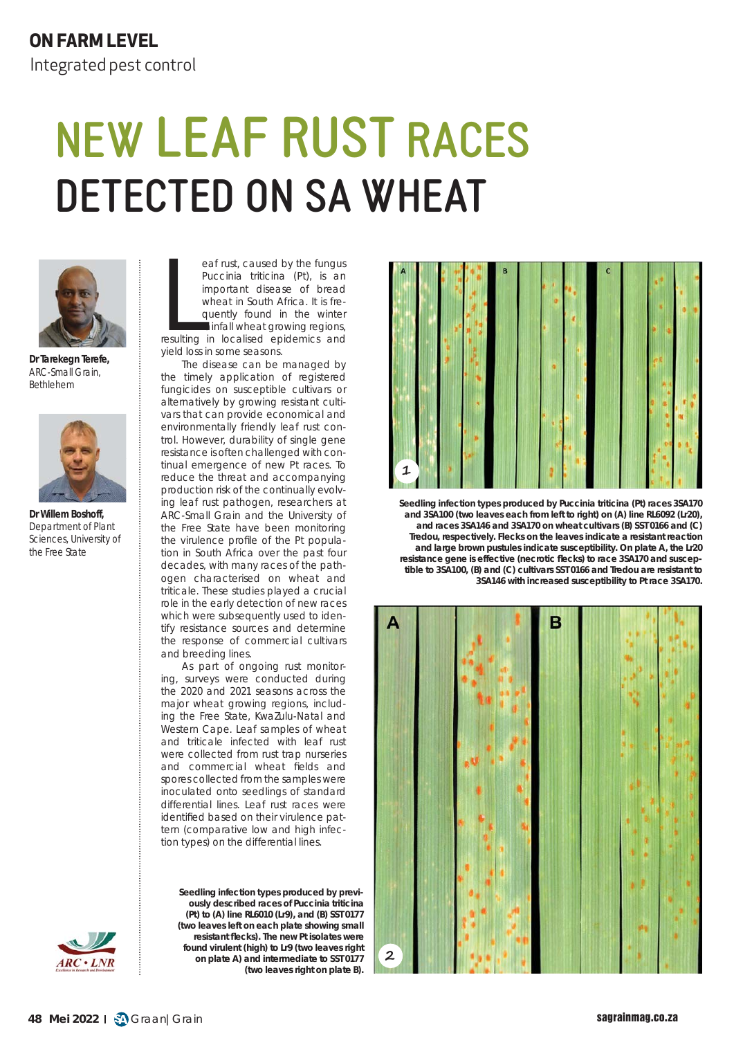ON FARM LEVEL

Integrated pest control

# NEW LEAF RUST RACES DETECTED ON SA WHEAT

**Dr Tarekegn Terefe,**
*ARC-Small Grain, Bethlehem*

**Dr Willem Boshoff,**
*Department of Plant Sciences, University of the Free State*

Leaf rust, caused by the fungus Puccinia triticina (Pt), is an important disease of bread wheat in South Africa. It is frequently found in the winter rainfall wheat growing regions, resulting in localised epidemics and yield loss in some seasons.

The disease can be managed by the timely application of registered fungicides on susceptible cultivars or alternatively by growing resistant cultivars that can provide economical and environmentally friendly leaf rust control. However, durability of single gene resistance is often challenged with continual emergence of new Pt races. To reduce the threat and accompanying production risk of the continually evolving leaf rust pathogen, researchers at ARC-Small Grain and the University of the Free State have been monitoring the virulence profile of the Pt population in South Africa over the past four decades, with many races of the pathogen characterised on wheat and triticale. These studies played a crucial role in the early detection of new races which were subsequently used to identify resistance sources and determine the response of commercial cultivars and breeding lines.

As part of ongoing rust monitoring, surveys were conducted during the 2020 and 2021 seasons across the major wheat growing regions, including the Free State, KwaZulu-Natal and Western Cape. Leaf samples of wheat and triticale infected with leaf rust were collected from rust trap nurseries and commercial wheat fields and spores collected from the samples were inoculated onto seedlings of standard differential lines. Leaf rust races were identified based on their virulence pattern (comparative low and high infection types) on the differential lines.

**Seedling infection types produced by Puccinia triticina (Pt) races 3SA170 and 3SA100 (two leaves each from left to right) on (A) line RL6092 (Lr20), and races 3SA146 and 3SA170 on wheat cultivars (B) SST 0166 and (C) Tredou, respectively. Flecks on the leaves indicate a resistant reaction and large brown pustules indicate susceptibility. On plate A, the Lr20 resistance gene is effective (necrotic flecks) to race 3SA170 and susceptible to 3SA100, (B) and (C) cultivars SST 0166 and Tredou are resistant to 3SA146 with increased susceptibility to Pt race 3SA170.**

**Seedling infection types produced by previously described races of Puccinia triticina (Pt) to (A) line RL6010 (Lr9), and (B) SST 0177 (two leaves left on each plate showing small resistant flecks). The new Pt isolates were found virulent (high) to Lr9 (two leaves right on plate A) and intermediate to SST 0177 (two leaves right on plate B).**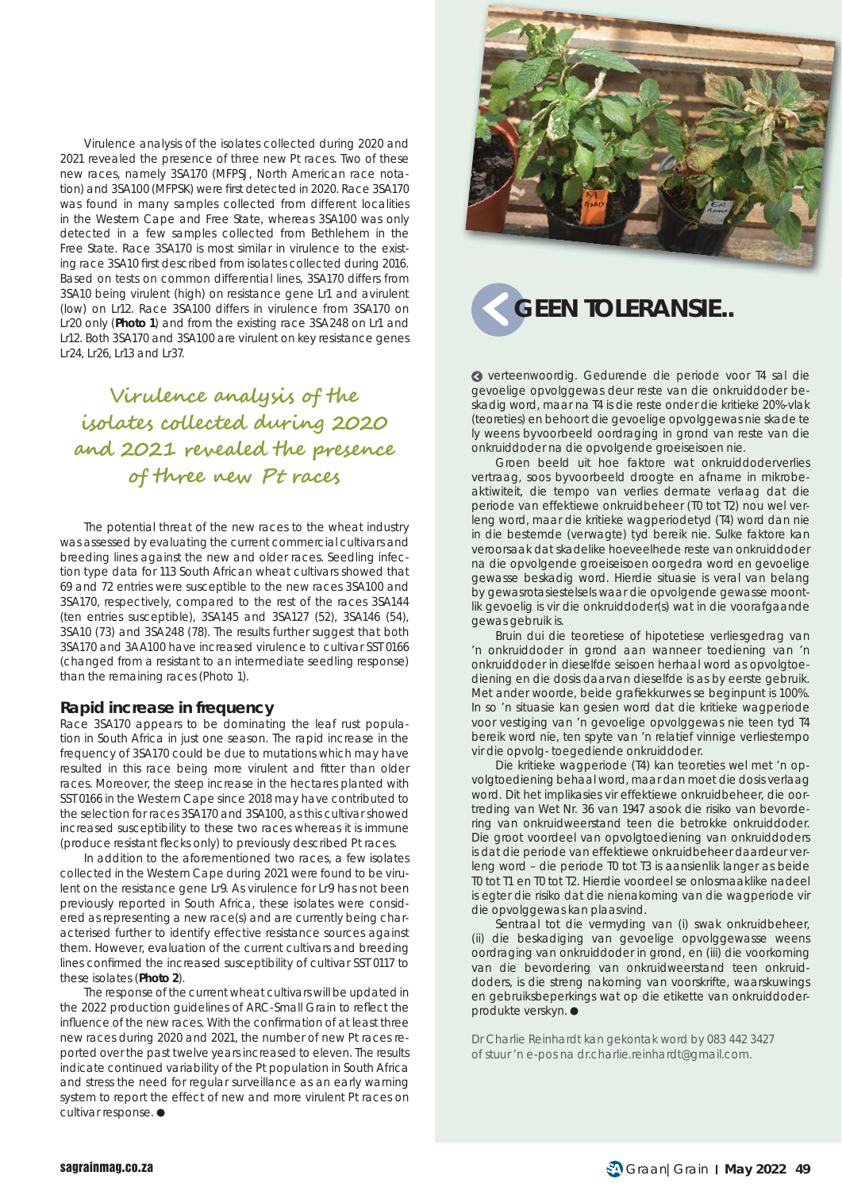Virulence analysis of the isolates collected during 2020 and 2021 revealed the presence of three new Pt races. Two of these new races, namely 3SA170 (MFPSJ, North American race notation) and 3SA100 (MFPSK) were first detected in 2020. Race 3SA170 was found in many samples collected from different localities in the Western Cape and Free State, whereas 3SA100 was only detected in a few samples collected from Bethlehem in the Free State. Race 3SA170 is most similar in virulence to the existing race 3SA10 first described from isolates collected during 2016. Based on tests on common differential lines, 3SA170 differs from 3SA10 being virulent (high) on resistance gene Lr1 and avirulent (low) on Lr12. Race 3SA100 differs in virulence from 3SA170 on Lr20 only (**Photo 1**) and from the existing race 3SA248 on Lr1 and Lr12. Both 3SA170 and 3SA100 are virulent on key resistance genes Lr24, Lr26, Lr13 and Lr37.

*Virulence analysis of the isolates collected during 2020 and 2021 revealed the presence of three new Pt races*

The potential threat of the new races to the wheat industry was assessed by evaluating the current commercial cultivars and breeding lines against the new and older races. Seedling infection type data for 113 South African wheat cultivars showed that 69 and 72 entries were susceptible to the new races 3SA100 and 3SA170, respectively, compared to the rest of the races 3SA144 (ten entries susceptible), 3SA145 and 3SA127 (52), 3SA146 (54), 3SA10 (73) and 3SA248 (78). The results further suggest that both 3SA170 and 3AA100 have increased virulence to cultivar SST 0166 (changed from a resistant to an intermediate seedling response) than the remaining races (Photo 1).

## Rapid increase in frequency

Race 3SA170 appears to be dominating the leaf rust population in South Africa in just one season. The rapid increase in the frequency of 3SA170 could be due to mutations which may have resulted in this race being more virulent and fitter than older races. Moreover, the steep increase in the hectares planted with SST 0166 in the Western Cape since 2018 may have contributed to the selection for races 3SA170 and 3SA100, as this cultivar showed increased susceptibility to these two races whereas it is immune (produce resistant flecks only) to previously described Pt races.

In addition to the aforementioned two races, a few isolates collected in the Western Cape during 2021 were found to be virulent on the resistance gene Lr9. As virulence for Lr9 has not been previously reported in South Africa, these isolates were considered as representing a new race(s) and are currently being characterised further to identify effective resistance sources against them. However, evaluation of the current cultivars and breeding lines confirmed the increased susceptibility of cultivar SST 0117 to these isolates (**Photo 2**).

The response of the current wheat cultivars will be updated in the 2022 production guidelines of ARC-Small Grain to reflect the influence of the new races. With the confirmation of at least three new races during 2020 and 2021, the number of new Pt races reported over the past twelve years increased to eleven. The results indicate continued variability of the Pt population in South Africa and stress the need for regular surveillance as an early warning system to report the effect of new and more virulent Pt races on cultivar response. ●

## GEEN TOLERANSIE..

verteenwoordig. Gedurende die periode voor T4 sal die gevoelige opvolggewas deur reste van die onkruiddoder beskadig word, maar na T4 is die reste onder die kritieke 20%-vlak (teoreties) en behoort die gevoelige opvolggewas nie skade te ly weens byvoorbeeld oordraging in grond van reste van die onkruiddoder na die opvolgende groeiseisoen nie.

Groen beeld uit hoe faktore wat onkruiddoderverlies vertraag, soos byvoorbeeld droogte en afname in mikrobeaktiwiteit, die tempo van verlies dermate verlaag dat die periode van effektiewe onkruidbeheer (T0 tot T2) nou wel verleng word, maar die kritieke wagperiodetyd (T4) word dan nie in die bestemde (verwagte) tyd bereik nie. Sulke faktore kan veroorsaak dat skadelike hoeveelhede reste van onkruiddoder na die opvolgende groeiseisoen oorgedra word en gevoelige gewasse beskadig word. Hierdie situasie is veral van belang by gewasrotasiestelsels waar die opvolgende gewasse moontlik gevoelig is vir die onkruiddoder(s) wat in die voorafgaande gewas gebruik is.

Bruin dui die teoretiese of hipotetiese verliesgedrag van 'n onkruiddoder in grond aan wanneer toediening van 'n onkruiddoder in dieselfde seisoen herhaal word as opvolgtoediening en die dosis daarvan dieselfde is as by eerste gebruik. Met ander woorde, beide grafiekkurwes se beginpunt is 100%. In so 'n situasie kan gesien word dat die kritieke wagperiode voor vestiging van 'n gevoelige opvolggewas nie teen tyd T4 bereik word nie, ten spyte van 'n relatief vinnige verliestempo vir die opvolg- toegediende onkruiddoder.

Die kritieke wagperiode (T4) kan teoreties wel met 'n opvolgtoediening behaal word, maar dan moet die dosis verlaag word. Dit het implikasies vir effektiewe onkruidbeheer, die oortreding van Wet Nr. 36 van 1947 asook die risiko van bevordering van onkruidweerstand teen die betrokke onkruiddoder. Die groot voordeel van opvolgtoediening van onkruiddoders is dat die periode van effektiewe onkruidbeheer daardeur verleng word – die periode T0 tot T3 is aansienlik langer as beide T0 tot T1 en T0 tot T2. Hierdie voordeel se onlosmaaklike nadeel is egter die risiko dat die nienakoming van die wagperiode vir die opvolggewas kan plaasvind.

Sentraal tot die vermyding van (i) swak onkruidbeheer, (ii) die beskadiging van gevoelige opvolggewasse weens oordraging van onkruiddoder in grond, en (iii) die voorkoming van die bevordering van onkruidweerstand teen onkruiddoders, is die streng nakoming van voorskrifte, waarskuwings en gebruiksbeperkings wat op die etikette van onkruiddoderprodukte verskyn. ●

Dr Charlie Reinhardt kan gekontak word by 083 442 3427 of stuur 'n e-pos na dr.charlie.reinhardt@gmail.com.